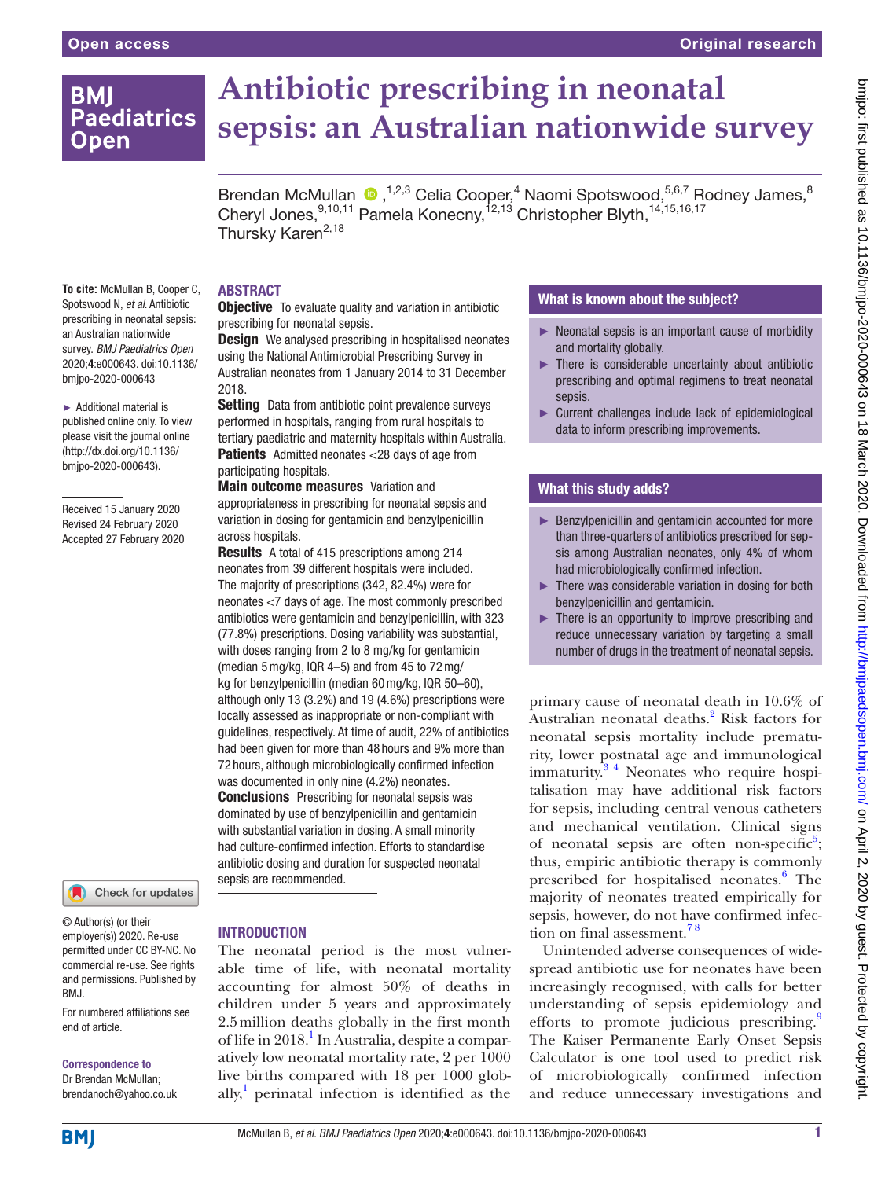# Antibiotic prescribing in neonatal sepsis: an Australian nationwide survey

Brendan McMullan,[1,2,3] Celia Cooper,[4] Naomi Spotswood,[5,6,7] Rodney James,[8] Cheryl Jones,[9,10,11] Pamela Konecny,[12,13] Christopher Blyth,[14,15,16,17] Thursky Karen[2,18]

**To cite:** McMullan B, Cooper C, Spotswood N, *et al*. Antibiotic prescribing in neonatal sepsis: an Australian nationwide survey. *BMJ Paediatrics Open* 2020;**4**:e000643. doi:10.1136/bmjpo-2020-000643

► Additional material is published online only. To view please visit the journal online (http://dx.doi.org/10.1136/bmjpo-2020-000643).

Received 15 January 2020
Revised 24 February 2020
Accepted 27 February 2020

## ABSTRACT

**Objective** To evaluate quality and variation in antibiotic prescribing for neonatal sepsis.

**Design** We analysed prescribing in hospitalised neonates using the National Antimicrobial Prescribing Survey in Australian neonates from 1 January 2014 to 31 December 2018.

**Setting** Data from antibiotic point prevalence surveys performed in hospitals, ranging from rural hospitals to tertiary paediatric and maternity hospitals within Australia.

**Patients** Admitted neonates <28 days of age from participating hospitals.

**Main outcome measures** Variation and appropriateness in prescribing for neonatal sepsis and variation in dosing for gentamicin and benzylpenicillin across hospitals.

**Results** A total of 415 prescriptions among 214 neonates from 39 different hospitals were included. The majority of prescriptions (342, 82.4%) were for neonates <7 days of age. The most commonly prescribed antibiotics were gentamicin and benzylpenicillin, with 323 (77.8%) prescriptions. Dosing variability was substantial, with doses ranging from 2 to 8 mg/kg for gentamicin (median 5 mg/kg, IQR 4–5) and from 45 to 72 mg/kg for benzylpenicillin (median 60 mg/kg, IQR 50–60), although only 13 (3.2%) and 19 (4.6%) prescriptions were locally assessed as inappropriate or non-compliant with guidelines, respectively. At time of audit, 22% of antibiotics had been given for more than 48 hours and 9% more than 72 hours, although microbiologically confirmed infection was documented in only nine (4.2%) neonates.

**Conclusions** Prescribing for neonatal sepsis was dominated by use of benzylpenicillin and gentamicin with substantial variation in dosing. A small minority had culture-confirmed infection. Efforts to standardise antibiotic dosing and duration for suspected neonatal sepsis are recommended.

© Author(s) (or their employer(s)) 2020. Re-use permitted under CC BY-NC. No commercial re-use. See rights and permissions. Published by BMJ.

For numbered affiliations see end of article.

**Correspondence to**
Dr Brendan McMullan; brendanoch@yahoo.co.uk

### What is known about the subject?

- Neonatal sepsis is an important cause of morbidity and mortality globally.
- There is considerable uncertainty about antibiotic prescribing and optimal regimens to treat neonatal sepsis.
- Current challenges include lack of epidemiological data to inform prescribing improvements.

### What this study adds?

- Benzylpenicillin and gentamicin accounted for more than three-quarters of antibiotics prescribed for sepsis among Australian neonates, only 4% of whom had microbiologically confirmed infection.
- There was considerable variation in dosing for both benzylpenicillin and gentamicin.
- There is an opportunity to improve prescribing and reduce unnecessary variation by targeting a small number of drugs in the treatment of neonatal sepsis.

## INTRODUCTION

The neonatal period is the most vulnerable time of life, with neonatal mortality accounting for almost 50% of deaths in children under 5 years and approximately 2.5 million deaths globally in the first month of life in 2018.[1] In Australia, despite a comparatively low neonatal mortality rate, 2 per 1000 live births compared with 18 per 1000 globally,[1] perinatal infection is identified as the primary cause of neonatal death in 10.6% of Australian neonatal deaths.[2] Risk factors for neonatal sepsis mortality include prematurity, lower postnatal age and immunological immaturity.[3 4] Neonates who require hospitalisation may have additional risk factors for sepsis, including central venous catheters and mechanical ventilation. Clinical signs of neonatal sepsis are often non-specific[5]; thus, empiric antibiotic therapy is commonly prescribed for hospitalised neonates.[6] The majority of neonates treated empirically for sepsis, however, do not have confirmed infection on final assessment.[7 8]

Unintended adverse consequences of widespread antibiotic use for neonates have been increasingly recognised, with calls for better understanding of sepsis epidemiology and efforts to promote judicious prescribing.[9] The Kaiser Permanente Early Onset Sepsis Calculator is one tool used to predict risk of microbiologically confirmed infection and reduce unnecessary investigations and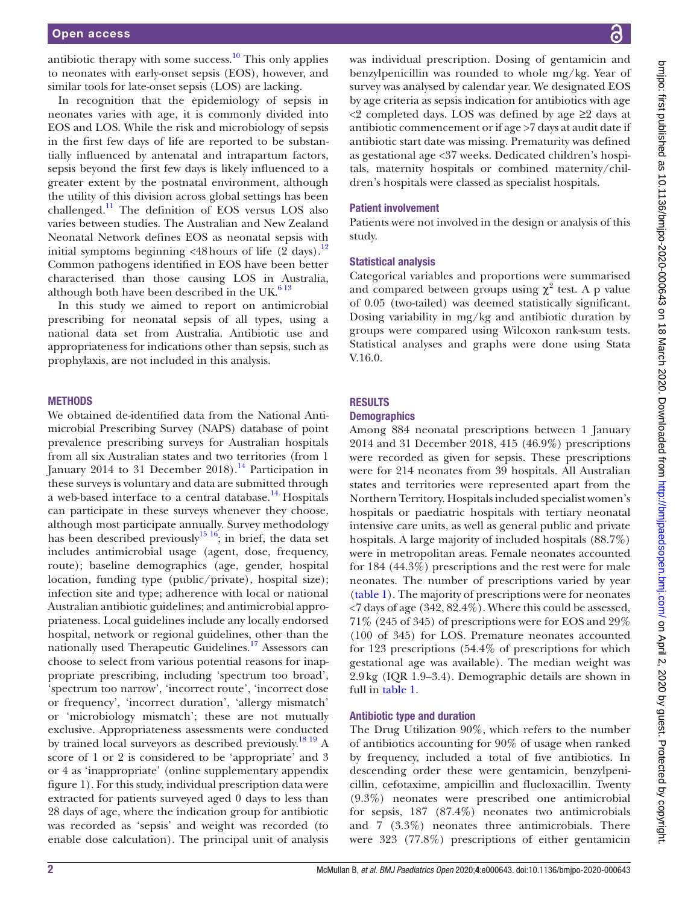antibiotic therapy with some success.[10] This only applies to neonates with early-onset sepsis (EOS), however, and similar tools for late-onset sepsis (LOS) are lacking.

In recognition that the epidemiology of sepsis in neonates varies with age, it is commonly divided into EOS and LOS. While the risk and microbiology of sepsis in the first few days of life are reported to be substantially influenced by antenatal and intrapartum factors, sepsis beyond the first few days is likely influenced to a greater extent by the postnatal environment, although the utility of this division across global settings has been challenged.[11] The definition of EOS versus LOS also varies between studies. The Australian and New Zealand Neonatal Network defines EOS as neonatal sepsis with initial symptoms beginning <48 hours of life (2 days).[12] Common pathogens identified in EOS have been better characterised than those causing LOS in Australia, although both have been described in the UK.[6 13]

In this study we aimed to report on antimicrobial prescribing for neonatal sepsis of all types, using a national data set from Australia. Antibiotic use and appropriateness for indications other than sepsis, such as prophylaxis, are not included in this analysis.

## METHODS

We obtained de-identified data from the National Antimicrobial Prescribing Survey (NAPS) database of point prevalence prescribing surveys for Australian hospitals from all six Australian states and two territories (from 1 January 2014 to 31 December 2018).[14] Participation in these surveys is voluntary and data are submitted through a web-based interface to a central database.[14] Hospitals can participate in these surveys whenever they choose, although most participate annually. Survey methodology has been described previously[15 16]; in brief, the data set includes antimicrobial usage (agent, dose, frequency, route); baseline demographics (age, gender, hospital location, funding type (public/private), hospital size); infection site and type; adherence with local or national Australian antibiotic guidelines; and antimicrobial appropriateness. Local guidelines include any locally endorsed hospital, network or regional guidelines, other than the nationally used Therapeutic Guidelines.[17] Assessors can choose to select from various potential reasons for inappropriate prescribing, including 'spectrum too broad', 'spectrum too narrow', 'incorrect route', 'incorrect dose or frequency', 'incorrect duration', 'allergy mismatch' or 'microbiology mismatch'; these are not mutually exclusive. Appropriateness assessments were conducted by trained local surveyors as described previously.[18 19] A score of 1 or 2 is considered to be 'appropriate' and 3 or 4 as 'inappropriate' (online supplementary appendix figure 1). For this study, individual prescription data were extracted for patients surveyed aged 0 days to less than 28 days of age, where the indication group for antibiotic was recorded as 'sepsis' and weight was recorded (to enable dose calculation). The principal unit of analysis was individual prescription. Dosing of gentamicin and benzylpenicillin was rounded to whole mg/kg. Year of survey was analysed by calendar year. We designated EOS by age criteria as sepsis indication for antibiotics with age <2 completed days. LOS was defined by age ≥2 days at antibiotic commencement or if age >7 days at audit date if antibiotic start date was missing. Prematurity was defined as gestational age <37 weeks. Dedicated children's hospitals, maternity hospitals or combined maternity/children's hospitals were classed as specialist hospitals.

### Patient involvement

Patients were not involved in the design or analysis of this study.

### Statistical analysis

Categorical variables and proportions were summarised and compared between groups using $\chi^2$ test. A p value of 0.05 (two-tailed) was deemed statistically significant. Dosing variability in mg/kg and antibiotic duration by groups were compared using Wilcoxon rank-sum tests. Statistical analyses and graphs were done using Stata V.16.0.

## RESULTS

### Demographics

Among 884 neonatal prescriptions between 1 January 2014 and 31 December 2018, 415 (46.9%) prescriptions were recorded as given for sepsis. These prescriptions were for 214 neonates from 39 hospitals. All Australian states and territories were represented apart from the Northern Territory. Hospitals included specialist women's hospitals or paediatric hospitals with tertiary neonatal intensive care units, as well as general public and private hospitals. A large majority of included hospitals (88.7%) were in metropolitan areas. Female neonates accounted for 184 (44.3%) prescriptions and the rest were for male neonates. The number of prescriptions varied by year (table 1). The majority of prescriptions were for neonates <7 days of age (342, 82.4%). Where this could be assessed, 71% (245 of 345) of prescriptions were for EOS and 29% (100 of 345) for LOS. Premature neonates accounted for 123 prescriptions (54.4% of prescriptions for which gestational age was available). The median weight was 2.9 kg (IQR 1.9–3.4). Demographic details are shown in full in table 1.

### Antibiotic type and duration

The Drug Utilization 90%, which refers to the number of antibiotics accounting for 90% of usage when ranked by frequency, included a total of five antibiotics. In descending order these were gentamicin, benzylpenicillin, cefotaxime, ampicillin and flucloxacillin. Twenty (9.3%) neonates were prescribed one antimicrobial for sepsis, 187 (87.4%) neonates two antimicrobials and 7 (3.3%) neonates three antimicrobials. There were 323 (77.8%) prescriptions of either gentamicin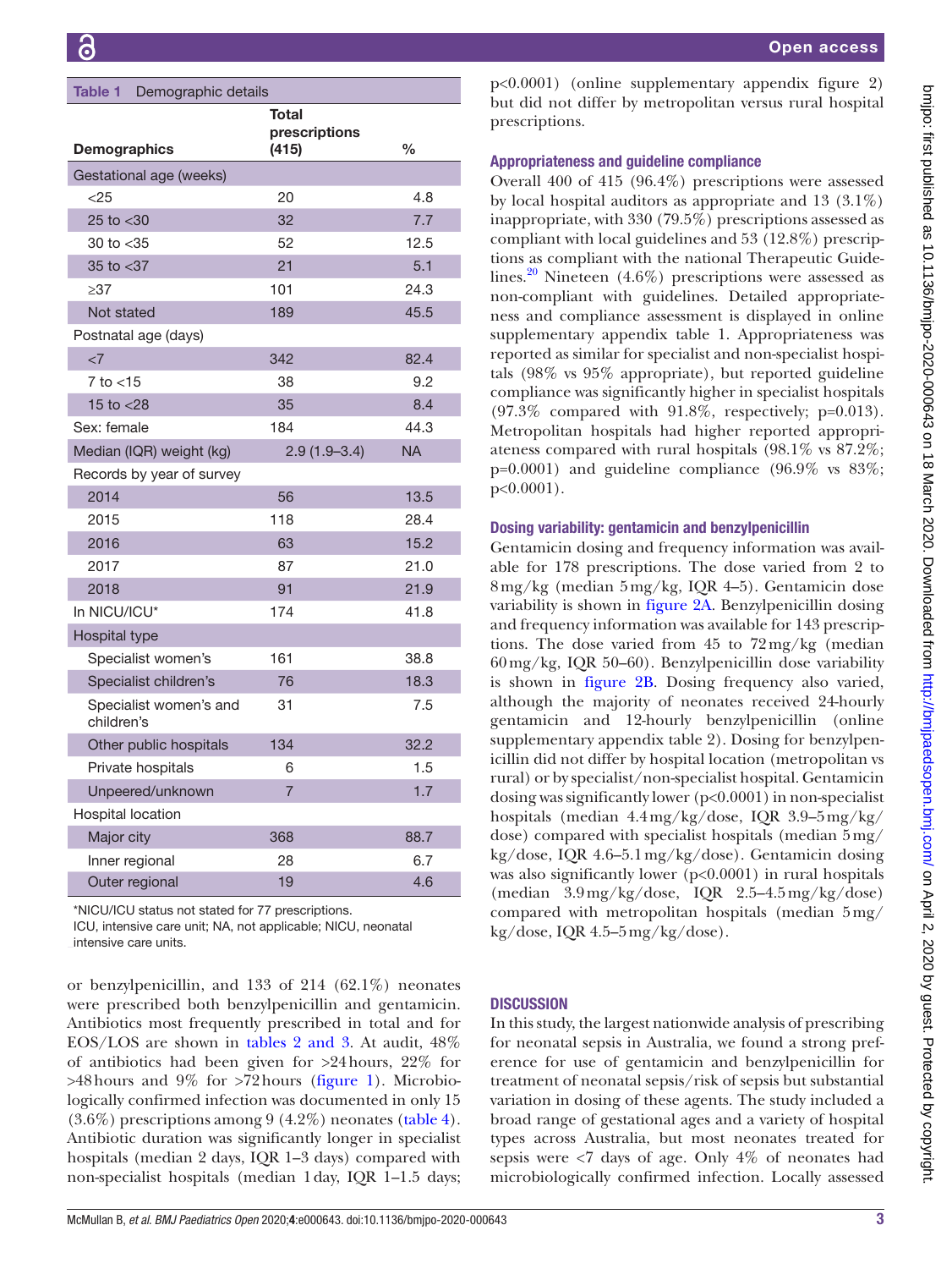**Table 1** Demographic details

| Demographics | Total prescriptions (415) | % |
|---|---|---|
| Gestational age (weeks) | | |
| <25 | 20 | 4.8 |
| 25 to <30 | 32 | 7.7 |
| 30 to <35 | 52 | 12.5 |
| 35 to <37 | 21 | 5.1 |
| ≥37 | 101 | 24.3 |
| Not stated | 189 | 45.5 |
| Postnatal age (days) | | |
| <7 | 342 | 82.4 |
| 7 to <15 | 38 | 9.2 |
| 15 to <28 | 35 | 8.4 |
| Sex: female | 184 | 44.3 |
| Median (IQR) weight (kg) | 2.9 (1.9–3.4) | NA |
| Records by year of survey | | |
| 2014 | 56 | 13.5 |
| 2015 | 118 | 28.4 |
| 2016 | 63 | 15.2 |
| 2017 | 87 | 21.0 |
| 2018 | 91 | 21.9 |
| In NICU/ICU* | 174 | 41.8 |
| Hospital type | | |
| Specialist women's | 161 | 38.8 |
| Specialist children's | 76 | 18.3 |
| Specialist women's and children's | 31 | 7.5 |
| Other public hospitals | 134 | 32.2 |
| Private hospitals | 6 | 1.5 |
| Unpeered/unknown | 7 | 1.7 |
| Hospital location | | |
| Major city | 368 | 88.7 |
| Inner regional | 28 | 6.7 |
| Outer regional | 19 | 4.6 |

*NICU/ICU status not stated for 77 prescriptions.
ICU, intensive care unit; NA, not applicable; NICU, neonatal intensive care units.

or benzylpenicillin, and 133 of 214 (62.1%) neonates were prescribed both benzylpenicillin and gentamicin. Antibiotics most frequently prescribed in total and for EOS/LOS are shown in tables 2 and 3. At audit, 48% of antibiotics had been given for >24 hours, 22% for >48 hours and 9% for >72 hours (figure 1). Microbiologically confirmed infection was documented in only 15 (3.6%) prescriptions among 9 (4.2%) neonates (table 4). Antibiotic duration was significantly longer in specialist hospitals (median 2 days, IQR 1–3 days) compared with non-specialist hospitals (median 1 day, IQR 1–1.5 days; p<0.0001) (online supplementary appendix figure 2) but did not differ by metropolitan versus rural hospital prescriptions.

### Appropriateness and guideline compliance

Overall 400 of 415 (96.4%) prescriptions were assessed by local hospital auditors as appropriate and 13 (3.1%) inappropriate, with 330 (79.5%) prescriptions assessed as compliant with local guidelines and 53 (12.8%) prescriptions as compliant with the national Therapeutic Guidelines.[20] Nineteen (4.6%) prescriptions were assessed as non-compliant with guidelines. Detailed appropriateness and compliance assessment is displayed in online supplementary appendix table 1. Appropriateness was reported as similar for specialist and non-specialist hospitals (98% vs 95% appropriate), but reported guideline compliance was significantly higher in specialist hospitals (97.3% compared with 91.8%, respectively; p=0.013). Metropolitan hospitals had higher reported appropriateness compared with rural hospitals (98.1% vs 87.2%; p=0.0001) and guideline compliance (96.9% vs 83%; p<0.0001).

### Dosing variability: gentamicin and benzylpenicillin

Gentamicin dosing and frequency information was available for 178 prescriptions. The dose varied from 2 to 8 mg/kg (median 5 mg/kg, IQR 4–5). Gentamicin dose variability is shown in figure 2A. Benzylpenicillin dosing and frequency information was available for 143 prescriptions. The dose varied from 45 to 72 mg/kg (median 60 mg/kg, IQR 50–60). Benzylpenicillin dose variability is shown in figure 2B. Dosing frequency also varied, although the majority of neonates received 24-hourly gentamicin and 12-hourly benzylpenicillin (online supplementary appendix table 2). Dosing for benzylpenicillin did not differ by hospital location (metropolitan vs rural) or by specialist/non-specialist hospital. Gentamicin dosing was significantly lower (p<0.0001) in non-specialist hospitals (median 4.4 mg/kg/dose, IQR 3.9–5 mg/kg/dose) compared with specialist hospitals (median 5 mg/kg/dose, IQR 4.6–5.1 mg/kg/dose). Gentamicin dosing was also significantly lower (p<0.0001) in rural hospitals (median 3.9 mg/kg/dose, IQR 2.5–4.5 mg/kg/dose) compared with metropolitan hospitals (median 5 mg/kg/dose, IQR 4.5–5 mg/kg/dose).

## DISCUSSION

In this study, the largest nationwide analysis of prescribing for neonatal sepsis in Australia, we found a strong preference for use of gentamicin and benzylpenicillin for treatment of neonatal sepsis/risk of sepsis but substantial variation in dosing of these agents. The study included a broad range of gestational ages and a variety of hospital types across Australia, but most neonates treated for sepsis were <7 days of age. Only 4% of neonates had microbiologically confirmed infection. Locally assessed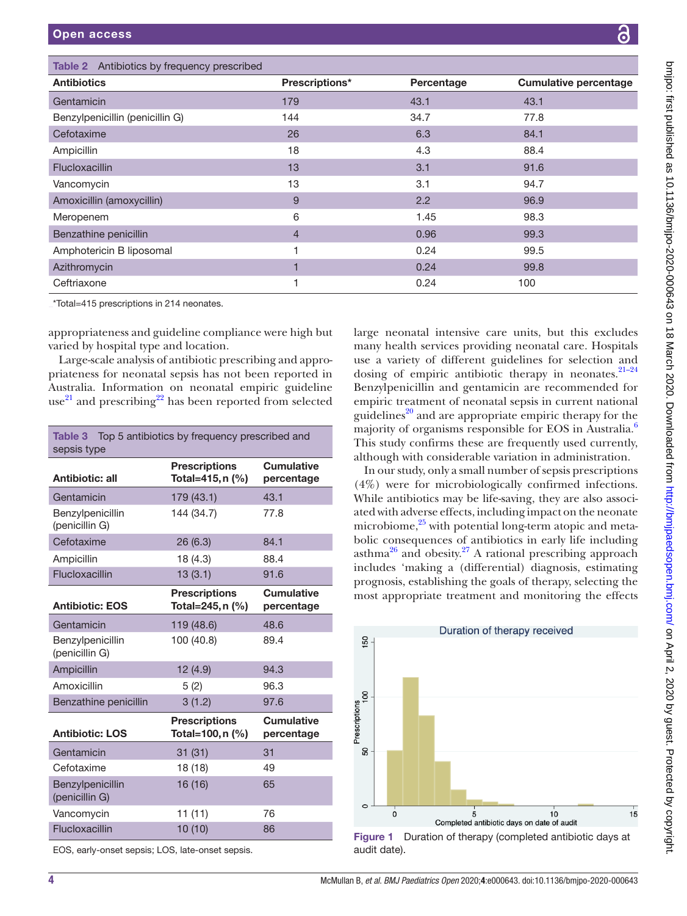**Table 2** Antibiotics by frequency prescribed

| Antibiotics | Prescriptions* | Percentage | Cumulative percentage |
|---|---|---|---|
| Gentamicin | 179 | 43.1 | 43.1 |
| Benzylpenicillin (penicillin G) | 144 | 34.7 | 77.8 |
| Cefotaxime | 26 | 6.3 | 84.1 |
| Ampicillin | 18 | 4.3 | 88.4 |
| Flucloxacillin | 13 | 3.1 | 91.6 |
| Vancomycin | 13 | 3.1 | 94.7 |
| Amoxicillin (amoxycillin) | 9 | 2.2 | 96.9 |
| Meropenem | 6 | 1.45 | 98.3 |
| Benzathine penicillin | 4 | 0.96 | 99.3 |
| Amphotericin B liposomal | 1 | 0.24 | 99.5 |
| Azithromycin | 1 | 0.24 | 99.8 |
| Ceftriaxone | 1 | 0.24 | 100 |

*Total=415 prescriptions in 214 neonates.

appropriateness and guideline compliance were high but varied by hospital type and location.

Large-scale analysis of antibiotic prescribing and appropriateness for neonatal sepsis has not been reported in Australia. Information on neonatal empiric guideline use[21] and prescribing[22] has been reported from selected large neonatal intensive care units, but this excludes many health services providing neonatal care. Hospitals use a variety of different guidelines for selection and dosing of empiric antibiotic therapy in neonates.[21–24] Benzylpenicillin and gentamicin are recommended for empiric treatment of neonatal sepsis in current national guidelines[20] and are appropriate empiric therapy for the majority of organisms responsible for EOS in Australia.[6] This study confirms these are frequently used currently, although with considerable variation in administration.

In our study, only a small number of sepsis prescriptions (4%) were for microbiologically confirmed infections. While antibiotics may be life-saving, they are also associated with adverse effects, including impact on the neonate microbiome,[25] with potential long-term atopic and metabolic consequences of antibiotics in early life including asthma[26] and obesity.[27] A rational prescribing approach includes 'making a (differential) diagnosis, estimating prognosis, establishing the goals of therapy, selecting the most appropriate treatment and monitoring the effects

**Table 3** Top 5 antibiotics by frequency prescribed and sepsis type

| Antibiotic: all | Prescriptions Total=415, n (%) | Cumulative percentage |
|---|---|---|
| Gentamicin | 179 (43.1) | 43.1 |
| Benzylpenicillin (penicillin G) | 144 (34.7) | 77.8 |
| Cefotaxime | 26 (6.3) | 84.1 |
| Ampicillin | 18 (4.3) | 88.4 |
| Flucloxacillin | 13 (3.1) | 91.6 |
| **Antibiotic: EOS** | **Prescriptions Total=245, n (%)** | **Cumulative percentage** |
| Gentamicin | 119 (48.6) | 48.6 |
| Benzylpenicillin (penicillin G) | 100 (40.8) | 89.4 |
| Ampicillin | 12 (4.9) | 94.3 |
| Amoxicillin | 5 (2) | 96.3 |
| Benzathine penicillin | 3 (1.2) | 97.6 |
| **Antibiotic: LOS** | **Prescriptions Total=100, n (%)** | **Cumulative percentage** |
| Gentamicin | 31 (31) | 31 |
| Cefotaxime | 18 (18) | 49 |
| Benzylpenicillin (penicillin G) | 16 (16) | 65 |
| Vancomycin | 11 (11) | 76 |
| Flucloxacillin | 10 (10) | 86 |

EOS, early-onset sepsis; LOS, late-onset sepsis.

**Figure 1** Duration of therapy (completed antibiotic days at audit date).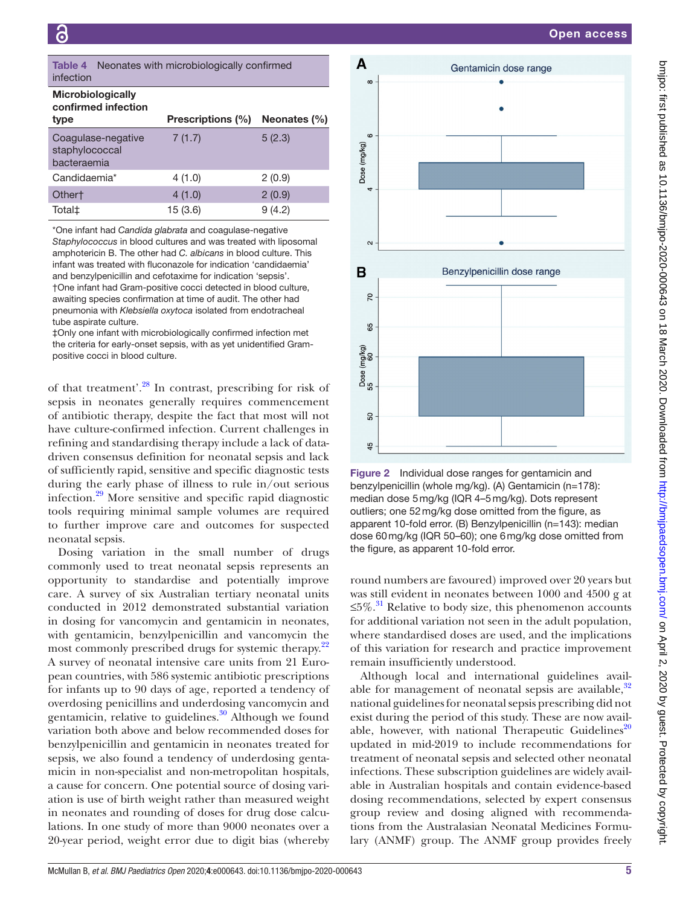**Table 4** Neonates with microbiologically confirmed infection

| Microbiologically confirmed infection type | Prescriptions (%) | Neonates (%) |
|---|---|---|
| Coagulase-negative staphylococcal bacteraemia | 7 (1.7) | 5 (2.3) |
| Candidaemia* | 4 (1.0) | 2 (0.9) |
| Other† | 4 (1.0) | 2 (0.9) |
| Total‡ | 15 (3.6) | 9 (4.2) |

*One infant had *Candida glabrata* and coagulase-negative *Staphylococcus* in blood cultures and was treated with liposomal amphotericin B. The other had *C. albicans* in blood culture. This infant was treated with fluconazole for indication 'candidaemia' and benzylpenicillin and cefotaxime for indication 'sepsis'.
†One infant had Gram-positive cocci detected in blood culture, awaiting species confirmation at time of audit. The other had pneumonia with *Klebsiella oxytoca* isolated from endotracheal tube aspirate culture.
‡Only one infant with microbiologically confirmed infection met the criteria for early-onset sepsis, with as yet unidentified Gram-positive cocci in blood culture.

of that treatment'.[28] In contrast, prescribing for risk of sepsis in neonates generally requires commencement of antibiotic therapy, despite the fact that most will not have culture-confirmed infection. Current challenges in refining and standardising therapy include a lack of data-driven consensus definition for neonatal sepsis and lack of sufficiently rapid, sensitive and specific diagnostic tests during the early phase of illness to rule in/out serious infection.[29] More sensitive and specific rapid diagnostic tools requiring minimal sample volumes are required to further improve care and outcomes for suspected neonatal sepsis.

Dosing variation in the small number of drugs commonly used to treat neonatal sepsis represents an opportunity to standardise and potentially improve care. A survey of six Australian tertiary neonatal units conducted in 2012 demonstrated substantial variation in dosing for vancomycin and gentamicin in neonates, with gentamicin, benzylpenicillin and vancomycin the most commonly prescribed drugs for systemic therapy.[22] A survey of neonatal intensive care units from 21 European countries, with 586 systemic antibiotic prescriptions for infants up to 90 days of age, reported a tendency of overdosing penicillins and underdosing vancomycin and gentamicin, relative to guidelines.[30] Although we found variation both above and below recommended doses for benzylpenicillin and gentamicin in neonates treated for sepsis, we also found a tendency of underdosing gentamicin in non-specialist and non-metropolitan hospitals, a cause for concern. One potential source of dosing variation is use of birth weight rather than measured weight in neonates and rounding of doses for drug dose calculations. In one study of more than 9000 neonates over a 20-year period, weight error due to digit bias (whereby round numbers are favoured) improved over 20 years but was still evident in neonates between 1000 and 4500 g at ≤5%.[31] Relative to body size, this phenomenon accounts for additional variation not seen in the adult population, where standardised doses are used, and the implications of this variation for research and practice improvement remain insufficiently understood.

Figure 2 Individual dose ranges for gentamicin and benzylpenicillin (whole mg/kg). (A) Gentamicin (n=178): median dose 5 mg/kg (IQR 4–5 mg/kg). Dots represent outliers; one 52 mg/kg dose omitted from the figure, as apparent 10-fold error. (B) Benzylpenicillin (n=143): median dose 60 mg/kg (IQR 50–60); one 6 mg/kg dose omitted from the figure, as apparent 10-fold error.

Although local and international guidelines available for management of neonatal sepsis are available,[32] national guidelines for neonatal sepsis prescribing did not exist during the period of this study. These are now available, however, with national Therapeutic Guidelines[20] updated in mid-2019 to include recommendations for treatment of neonatal sepsis and selected other neonatal infections. These subscription guidelines are widely available in Australian hospitals and contain evidence-based dosing recommendations, selected by expert consensus group review and dosing aligned with recommendations from the Australasian Neonatal Medicines Formulary (ANMF) group. The ANMF group provides freely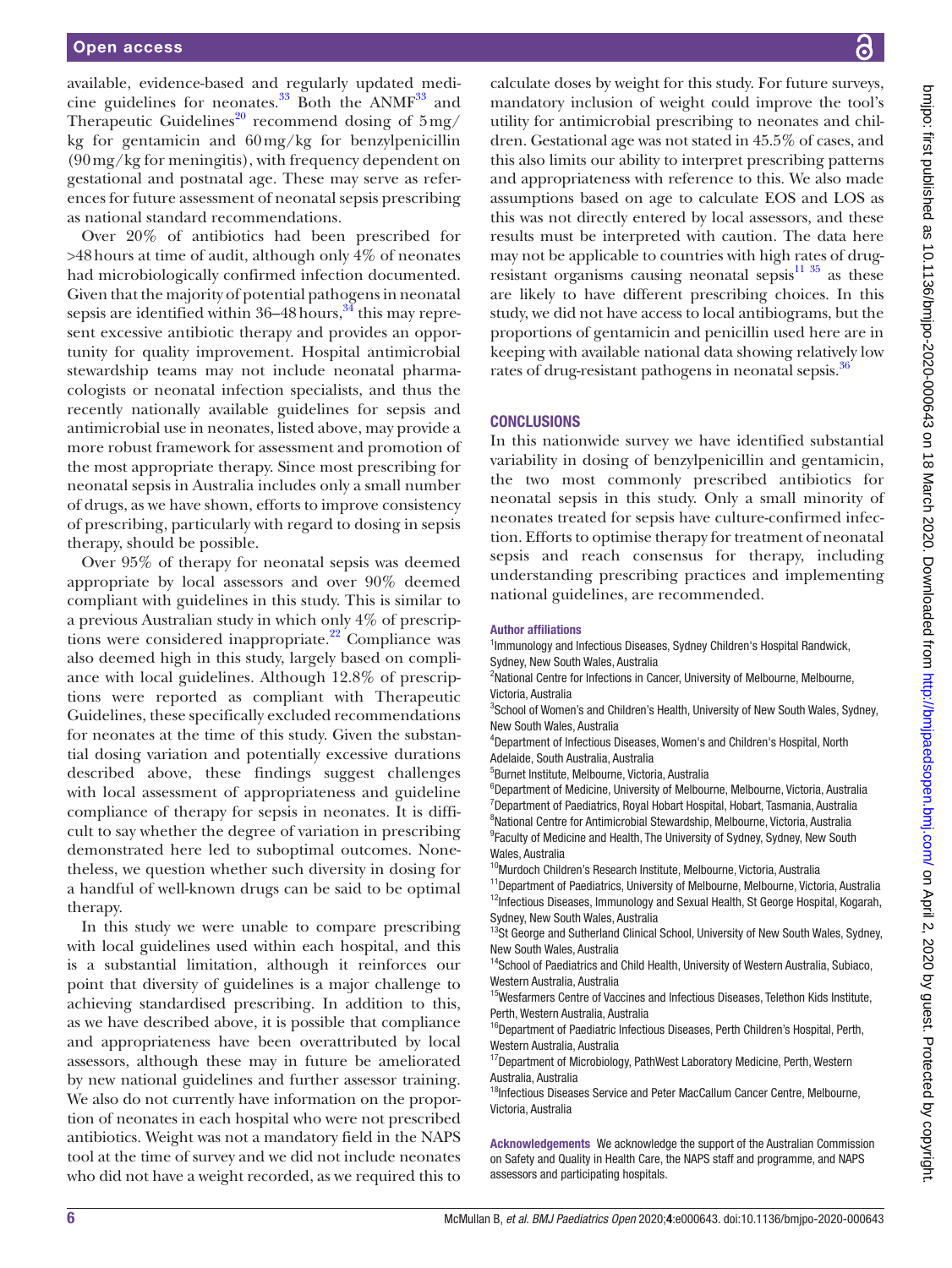available, evidence-based and regularly updated medicine guidelines for neonates.[33] Both the ANMF[33] and Therapeutic Guidelines[20] recommend dosing of 5 mg/kg for gentamicin and 60 mg/kg for benzylpenicillin (90 mg/kg for meningitis), with frequency dependent on gestational and postnatal age. These may serve as references for future assessment of neonatal sepsis prescribing as national standard recommendations.

Over 20% of antibiotics had been prescribed for >48 hours at time of audit, although only 4% of neonates had microbiologically confirmed infection documented. Given that the majority of potential pathogens in neonatal sepsis are identified within 36–48 hours,[34] this may represent excessive antibiotic therapy and provides an opportunity for quality improvement. Hospital antimicrobial stewardship teams may not include neonatal pharmacologists or neonatal infection specialists, and thus the recently nationally available guidelines for sepsis and antimicrobial use in neonates, listed above, may provide a more robust framework for assessment and promotion of the most appropriate therapy. Since most prescribing for neonatal sepsis in Australia includes only a small number of drugs, as we have shown, efforts to improve consistency of prescribing, particularly with regard to dosing in sepsis therapy, should be possible.

Over 95% of therapy for neonatal sepsis was deemed appropriate by local assessors and over 90% deemed compliant with guidelines in this study. This is similar to a previous Australian study in which only 4% of prescriptions were considered inappropriate.[22] Compliance was also deemed high in this study, largely based on compliance with local guidelines. Although 12.8% of prescriptions were reported as compliant with Therapeutic Guidelines, these specifically excluded recommendations for neonates at the time of this study. Given the substantial dosing variation and potentially excessive durations described above, these findings suggest challenges with local assessment of appropriateness and guideline compliance of therapy for sepsis in neonates. It is difficult to say whether the degree of variation in prescribing demonstrated here led to suboptimal outcomes. Nonetheless, we question whether such diversity in dosing for a handful of well-known drugs can be said to be optimal therapy.

In this study we were unable to compare prescribing with local guidelines used within each hospital, and this is a substantial limitation, although it reinforces our point that diversity of guidelines is a major challenge to achieving standardised prescribing. In addition to this, as we have described above, it is possible that compliance and appropriateness have been overattributed by local assessors, although these may in future be ameliorated by new national guidelines and further assessor training. We also do not currently have information on the proportion of neonates in each hospital who were not prescribed antibiotics. Weight was not a mandatory field in the NAPS tool at the time of survey and we did not include neonates who did not have a weight recorded, as we required this to calculate doses by weight for this study. For future surveys, mandatory inclusion of weight could improve the tool's utility for antimicrobial prescribing to neonates and children. Gestational age was not stated in 45.5% of cases, and this also limits our ability to interpret prescribing patterns and appropriateness with reference to this. We also made assumptions based on age to calculate EOS and LOS as this was not directly entered by local assessors, and these results must be interpreted with caution. The data here may not be applicable to countries with high rates of drug-resistant organisms causing neonatal sepsis[11 35] as these are likely to have different prescribing choices. In this study, we did not have access to local antibiograms, but the proportions of gentamicin and penicillin used here are in keeping with available national data showing relatively low rates of drug-resistant pathogens in neonatal sepsis.[36]

## CONCLUSIONS

In this nationwide survey we have identified substantial variability in dosing of benzylpenicillin and gentamicin, the two most commonly prescribed antibiotics for neonatal sepsis in this study. Only a small minority of neonates treated for sepsis have culture-confirmed infection. Efforts to optimise therapy for treatment of neonatal sepsis and reach consensus for therapy, including understanding prescribing practices and implementing national guidelines, are recommended.

**Author affiliations**

[1]Immunology and Infectious Diseases, Sydney Children's Hospital Randwick, Sydney, New South Wales, Australia
[2]National Centre for Infections in Cancer, University of Melbourne, Melbourne, Victoria, Australia
[3]School of Women's and Children's Health, University of New South Wales, Sydney, New South Wales, Australia
[4]Department of Infectious Diseases, Women's and Children's Hospital, North Adelaide, South Australia, Australia
[5]Burnet Institute, Melbourne, Victoria, Australia
[6]Department of Medicine, University of Melbourne, Melbourne, Victoria, Australia
[7]Department of Paediatrics, Royal Hobart Hospital, Hobart, Tasmania, Australia
[8]National Centre for Antimicrobial Stewardship, Melbourne, Victoria, Australia
[9]Faculty of Medicine and Health, The University of Sydney, Sydney, New South Wales, Australia
[10]Murdoch Children's Research Institute, Melbourne, Victoria, Australia
[11]Department of Paediatrics, University of Melbourne, Melbourne, Victoria, Australia
[12]Infectious Diseases, Immunology and Sexual Health, St George Hospital, Kogarah, Sydney, New South Wales, Australia
[13]St George and Sutherland Clinical School, University of New South Wales, Sydney, New South Wales, Australia
[14]School of Paediatrics and Child Health, University of Western Australia, Subiaco, Western Australia, Australia
[15]Wesfarmers Centre of Vaccines and Infectious Diseases, Telethon Kids Institute, Perth, Western Australia, Australia
[16]Department of Paediatric Infectious Diseases, Perth Children's Hospital, Perth, Western Australia, Australia
[17]Department of Microbiology, PathWest Laboratory Medicine, Perth, Western Australia, Australia
[18]Infectious Diseases Service and Peter MacCallum Cancer Centre, Melbourne, Victoria, Australia

**Acknowledgements** We acknowledge the support of the Australian Commission on Safety and Quality in Health Care, the NAPS staff and programme, and NAPS assessors and participating hospitals.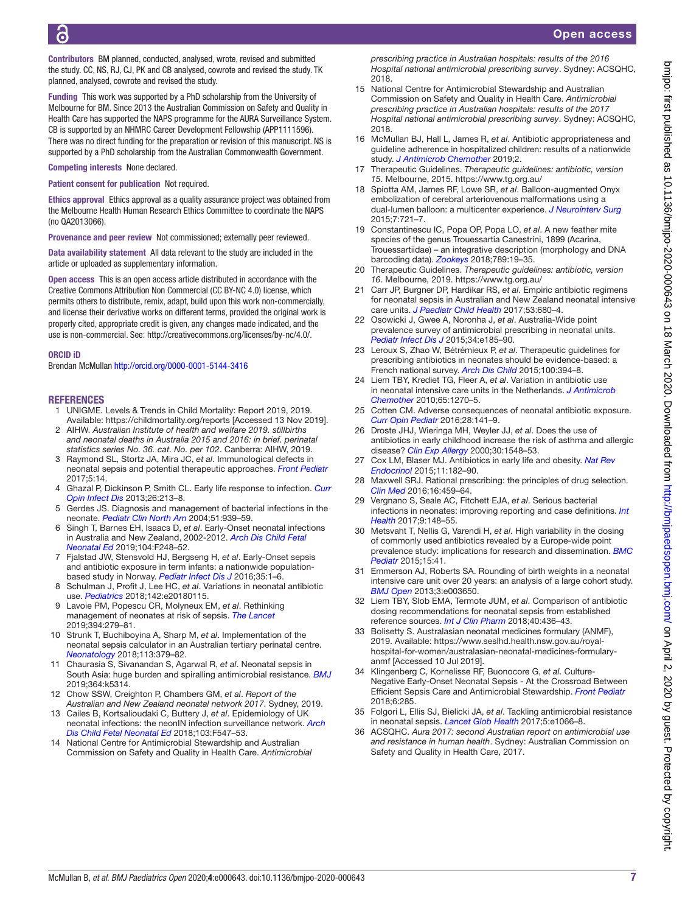**Contributors** BM planned, conducted, analysed, wrote, revised and submitted the study. CC, NS, RJ, CJ, PK and CB analysed, cowrote and revised the study. TK planned, analysed, cowrote and revised the study.

**Funding** This work was supported by a PhD scholarship from the University of Melbourne for BM. Since 2013 the Australian Commission on Safety and Quality in Health Care has supported the NAPS programme for the AURA Surveillance System. CB is supported by an NHMRC Career Development Fellowship (APP1111596). There was no direct funding for the preparation or revision of this manuscript. NS is supported by a PhD scholarship from the Australian Commonwealth Government.

**Competing interests** None declared.

**Patient consent for publication** Not required.

**Ethics approval** Ethics approval as a quality assurance project was obtained from the Melbourne Health Human Research Ethics Committee to coordinate the NAPS (no QA2013066).

**Provenance and peer review** Not commissioned; externally peer reviewed.

**Data availability statement** All data relevant to the study are included in the article or uploaded as supplementary information.

**Open access** This is an open access article distributed in accordance with the Creative Commons Attribution Non Commercial (CC BY-NC 4.0) license, which permits others to distribute, remix, adapt, build upon this work non-commercially, and license their derivative works on different terms, provided the original work is properly cited, appropriate credit is given, any changes made indicated, and the use is non-commercial. See: http://creativecommons.org/licenses/by-nc/4.0/.

**ORCID iD**

Brendan McMullan http://orcid.org/0000-0001-5144-3416

## REFERENCES

1. UNIGME. Levels & Trends in Child Mortality: Report 2019, 2019. Available: https://childmortality.org/reports [Accessed 13 Nov 2019].
2. AIHW. *Australian Institute of health and welfare 2019. stillbirths and neonatal deaths in Australia 2015 and 2016: in brief. perinatal statistics series No. 36. cat. No. per 102*. Canberra: AIHW, 2019.
3. Raymond SL, Stortz JA, Mira JC, *et al*. Immunological defects in neonatal sepsis and potential therapeutic approaches. *Front Pediatr* 2017;5:14.
4. Ghazal P, Dickinson P, Smith CL. Early life response to infection. *Curr Opin Infect Dis* 2013;26:213–8.
5. Gerdes JS. Diagnosis and management of bacterial infections in the neonate. *Pediatr Clin North Am* 2004;51:939–59.
6. Singh T, Barnes EH, Isaacs D, *et al*. Early-Onset neonatal infections in Australia and New Zealand, 2002-2012. *Arch Dis Child Fetal Neonatal Ed* 2019;104:F248–52.
7. Fjalstad JW, Stensvold HJ, Bergseng H, *et al*. Early-Onset sepsis and antibiotic exposure in term infants: a nationwide population-based study in Norway. *Pediatr Infect Dis J* 2016;35:1–6.
8. Schulman J, Profit J, Lee HC, *et al*. Variations in neonatal antibiotic use. *Pediatrics* 2018;142:e20180115.
9. Lavoie PM, Popescu CR, Molyneux EM, *et al*. Rethinking management of neonates at risk of sepsis. *The Lancet* 2019;394:279–81.
10. Strunk T, Buchiboyina A, Sharp M, *et al*. Implementation of the neonatal sepsis calculator in an Australian tertiary perinatal centre. *Neonatology* 2018;113:379–82.
11. Chaurasia S, Sivanandan S, Agarwal R, *et al*. Neonatal sepsis in South Asia: huge burden and spiralling antimicrobial resistance. *BMJ* 2019;364:k5314.
12. Chow SSW, Creighton P, Chambers GM, *et al*. *Report of the Australian and New Zealand neonatal network 2017*. Sydney, 2019.
13. Cailes B, Kortsalioudaki C, Buttery J, *et al*. Epidemiology of UK neonatal infections: the neonIN infection surveillance network. *Arch Dis Child Fetal Neonatal Ed* 2018;103:F547–53.
14. National Centre for Antimicrobial Stewardship and Australian Commission on Safety and Quality in Health Care. *Antimicrobial prescribing practice in Australian hospitals: results of the 2016 Hospital national antimicrobial prescribing survey*. Sydney: ACSQHC, 2018.
15. National Centre for Antimicrobial Stewardship and Australian Commission on Safety and Quality in Health Care. *Antimicrobial prescribing practice in Australian hospitals: results of the 2017 Hospital national antimicrobial prescribing survey*. Sydney: ACSQHC, 2018.
16. McMullan BJ, Hall L, James R, *et al*. Antibiotic appropriateness and guideline adherence in hospitalized children: results of a nationwide study. *J Antimicrob Chemother* 2019;2.
17. Therapeutic Guidelines. *Therapeutic guidelines: antibiotic, version 15*. Melbourne, 2015. https://www.tg.org.au/
18. Spiotta AM, James RF, Lowe SR, *et al*. Balloon-augmented Onyx embolization of cerebral arteriovenous malformations using a dual-lumen balloon: a multicenter experience. *J Neurointerv Surg* 2015;7:721–7.
19. Constantinescu IC, Popa OP, Popa LO, *et al*. A new feather mite species of the genus Trouessartia Canestrini, 1899 (Acarina, Trouessartiidae) – an integrative description (morphology and DNA barcoding data). *Zookeys* 2018;789:19–35.
20. Therapeutic Guidelines. *Therapeutic guidelines: antibiotic, version 16*. Melbourne, 2019. https://www.tg.org.au/
21. Carr JP, Burgner DP, Hardikar RS, *et al*. Empiric antibiotic regimens for neonatal sepsis in Australian and New Zealand neonatal intensive care units. *J Paediatr Child Health* 2017;53:680–4.
22. Osowicki J, Gwee A, Noronha J, *et al*. Australia-Wide point prevalence survey of antimicrobial prescribing in neonatal units. *Pediatr Infect Dis J* 2015;34:e185–90.
23. Leroux S, Zhao W, Bétrémieux P, *et al*. Therapeutic guidelines for prescribing antibiotics in neonates should be evidence-based: a French national survey. *Arch Dis Child* 2015;100:394–8.
24. Liem TBY, Krediet TG, Fleer A, *et al*. Variation in antibiotic use in neonatal intensive care units in the Netherlands. *J Antimicrob Chemother* 2010;65:1270–5.
25. Cotten CM. Adverse consequences of neonatal antibiotic exposure. *Curr Opin Pediatr* 2016;28:141–9.
26. Droste JHJ, Wieringa MH, Weyler JJ, *et al*. Does the use of antibiotics in early childhood increase the risk of asthma and allergic disease? *Clin Exp Allergy* 2000;30:1548–53.
27. Cox LM, Blaser MJ. Antibiotics in early life and obesity. *Nat Rev Endocrinol* 2015;11:182–90.
28. Maxwell SRJ. Rational prescribing: the principles of drug selection. *Clin Med* 2016;16:459–64.
29. Vergnano S, Seale AC, Fitchett EJA, *et al*. Serious bacterial infections in neonates: improving reporting and case definitions. *Int Health* 2017;9:148–55.
30. Metsvaht T, Nellis G, Varendi H, *et al*. High variability in the dosing of commonly used antibiotics revealed by a Europe-wide point prevalence study: implications for research and dissemination. *BMC Pediatr* 2015;15:41.
31. Emmerson AJ, Roberts SA. Rounding of birth weights in a neonatal intensive care unit over 20 years: an analysis of a large cohort study. *BMJ Open* 2013;3:e003650.
32. Liem TBY, Slob EMA, Termote JUM, *et al*. Comparison of antibiotic dosing recommendations for neonatal sepsis from established reference sources. *Int J Clin Pharm* 2018;40:436–43.
33. Bolisetty S. Australasian neonatal medicines formulary (ANMF), 2019. Available: https://www.seslhd.health.nsw.gov.au/royal-hospital-for-women/australasian-neonatal-medicines-formulary-anmf [Accessed 10 Jul 2019].
34. Klingenberg C, Kornelisse RF, Buonocore G, *et al*. Culture-Negative Early-Onset Neonatal Sepsis - At the Crossroad Between Efficient Sepsis Care and Antimicrobial Stewardship. *Front Pediatr* 2018;6:285.
35. Folgori L, Ellis SJ, Bielicki JA, *et al*. Tackling antimicrobial resistance in neonatal sepsis. *Lancet Glob Health* 2017;5:e1066–8.
36. ACSQHC. *Aura 2017: second Australian report on antimicrobial use and resistance in human health*. Sydney: Australian Commission on Safety and Quality in Health Care, 2017.